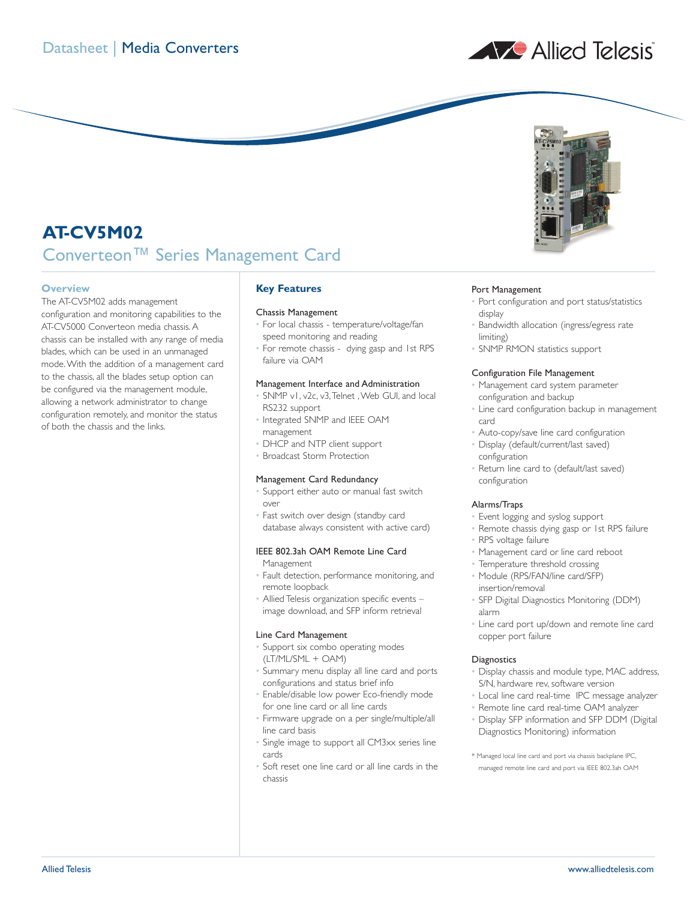Datasheet | Media Converters

# AT-CV5M02

## Converteon™ Series Management Card

### Overview

The AT-CV5M02 adds management configuration and monitoring capabilities to the AT-CV5000 Converteon media chassis. A chassis can be installed with any range of media blades, which can be used in an unmanaged mode. With the addition of a management card to the chassis, all the blades setup option can be configured via the management module, allowing a network administrator to change configuration remotely, and monitor the status of both the chassis and the links.

### Key Features

#### Chassis Management

- For local chassis - temperature/voltage/fan speed monitoring and reading
- For remote chassis - dying gasp and 1st RPS failure via OAM

#### Management Interface and Administration

- SNMP v1, v2c, v3, Telnet , Web GUI, and local RS232 support
- Integrated SNMP and IEEE OAM management
- DHCP and NTP client support
- Broadcast Storm Protection

#### Management Card Redundancy

- Support either auto or manual fast switch over
- Fast switch over design (standby card database always consistent with active card)

#### IEEE 802.3ah OAM Remote Line Card Management

- Fault detection, performance monitoring, and remote loopback
- Allied Telesis organization specific events – image download, and SFP inform retrieval

#### Line Card Management

- Support six combo operating modes (LT/ML/SML + OAM)
- Summary menu display all line card and ports configurations and status brief info
- Enable/disable low power Eco-friendly mode for one line card or all line cards
- Firmware upgrade on a per single/multiple/all line card basis
- Single image to support all CM3xx series line cards
- Soft reset one line card or all line cards in the chassis

#### Port Management

- Port configuration and port status/statistics display
- Bandwidth allocation (ingress/egress rate limiting)
- SNMP RMON statistics support

#### Configuration File Management

- Management card system parameter configuration and backup
- Line card configuration backup in management card
- Auto-copy/save line card configuration
- Display (default/current/last saved) configuration
- Return line card to (default/last saved) configuration

#### Alarms/Traps

- Event logging and syslog support
- Remote chassis dying gasp or 1st RPS failure
- RPS voltage failure
- Management card or line card reboot
- Temperature threshold crossing
- Module (RPS/FAN/line card/SFP) insertion/removal
- SFP Digital Diagnostics Monitoring (DDM) alarm
- Line card port up/down and remote line card copper port failure

#### Diagnostics

- Display chassis and module type, MAC address, S/N, hardware rev, software version
- Local line card real-time IPC message analyzer
- Remote line card real-time OAM analyzer
- Display SFP information and SFP DDM (Digital Diagnostics Monitoring) information

\* Managed local line card and port via chassis backplane IPC, managed remote line card and port via IEEE 802.3ah OAM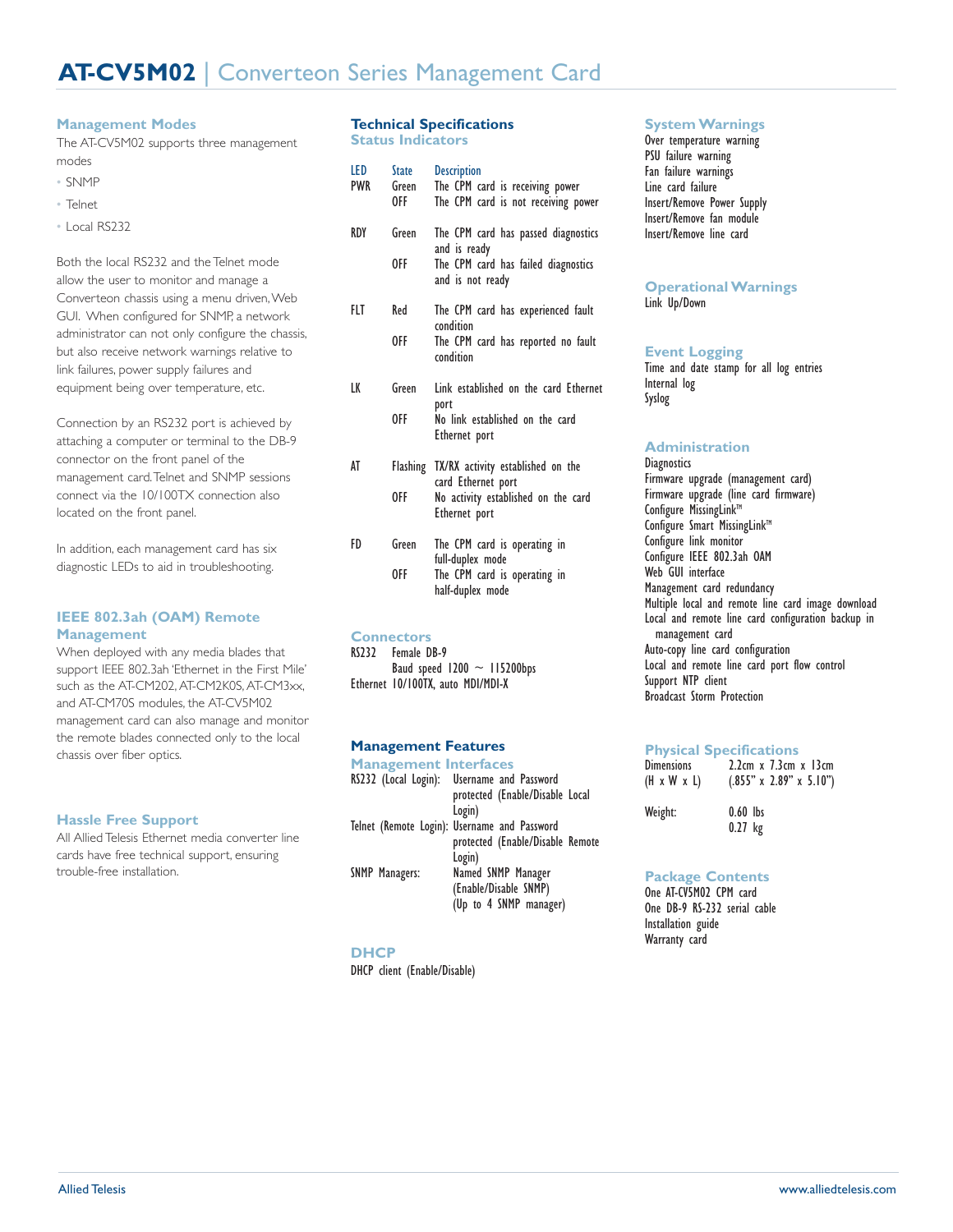# AT-CV5M02 | Converteon Series Management Card

## Management Modes

The AT-CV5M02 supports three management modes

- SNMP
- Telnet
- Local RS232

Both the local RS232 and the Telnet mode allow the user to monitor and manage a Converteon chassis using a menu driven, Web GUI. When configured for SNMP, a network administrator can not only configure the chassis, but also receive network warnings relative to link failures, power supply failures and equipment being over temperature, etc.

Connection by an RS232 port is achieved by attaching a computer or terminal to the DB-9 connector on the front panel of the management card. Telnet and SNMP sessions connect via the 10/100TX connection also located on the front panel.

In addition, each management card has six diagnostic LEDs to aid in troubleshooting.

## IEEE 802.3ah (OAM) Remote Management

When deployed with any media blades that support IEEE 802.3ah 'Ethernet in the First Mile' such as the AT-CM202, AT-CM2K0S, AT-CM3xx, and AT-CM70S modules, the AT-CV5M02 management card can also manage and monitor the remote blades connected only to the local chassis over fiber optics.

## Hassle Free Support

All Allied Telesis Ethernet media converter line cards have free technical support, ensuring trouble-free installation.

## Technical Specifications

### Status Indicators

| LED | State | Description |
|---|---|---|
| PWR | Green | The CPM card is receiving power |
| | OFF | The CPM card is not receiving power |
| RDY | Green | The CPM card has passed diagnostics and is ready |
| | OFF | The CPM card has failed diagnostics and is not ready |
| FLT | Red | The CPM card has experienced fault condition |
| | OFF | The CPM card has reported no fault condition |
| LK | Green | Link established on the card Ethernet port |
| | OFF | No link established on the card Ethernet port |
| AT | Flashing | TX/RX activity established on the card Ethernet port |
| | OFF | No activity established on the card Ethernet port |
| FD | Green | The CPM card is operating in full-duplex mode |
| | OFF | The CPM card is operating in half-duplex mode |

### Connectors

RS232 Female DB-9
Baud speed 1200 ~ 115200bps
Ethernet 10/100TX, auto MDI/MDI-X

## Management Features

### Management Interfaces

| | |
|---|---|
| RS232 (Local Login): | Username and Password protected (Enable/Disable Local Login) |
| Telnet (Remote Login): | Username and Password protected (Enable/Disable Remote Login) |
| SNMP Managers: | Named SNMP Manager (Enable/Disable SNMP) (Up to 4 SNMP manager) |

### DHCP

DHCP client (Enable/Disable)

### System Warnings

Over temperature warning
PSU failure warning
Fan failure warnings
Line card failure
Insert/Remove Power Supply
Insert/Remove fan module
Insert/Remove line card

### Operational Warnings

Link Up/Down

### Event Logging

Time and date stamp for all log entries
Internal log
Syslog

### Administration

Diagnostics
Firmware upgrade (management card)
Firmware upgrade (line card firmware)
Configure MissingLink™
Configure Smart MissingLink™
Configure link monitor
Configure IEEE 802.3ah OAM
Web GUI interface
Management card redundancy
Multiple local and remote line card image download
Local and remote line card configuration backup in management card
Auto-copy line card configuration
Local and remote line card port flow control
Support NTP client
Broadcast Storm Protection

### Physical Specifications

| | |
|---|---|
| Dimensions (H x W x L) | 2.2cm x 7.3cm x 13cm (.855" x 2.89" x 5.10") |
| Weight: | 0.60 lbs 0.27 kg |

### Package Contents

One AT-CV5M02 CPM card
One DB-9 RS-232 serial cable
Installation guide
Warranty card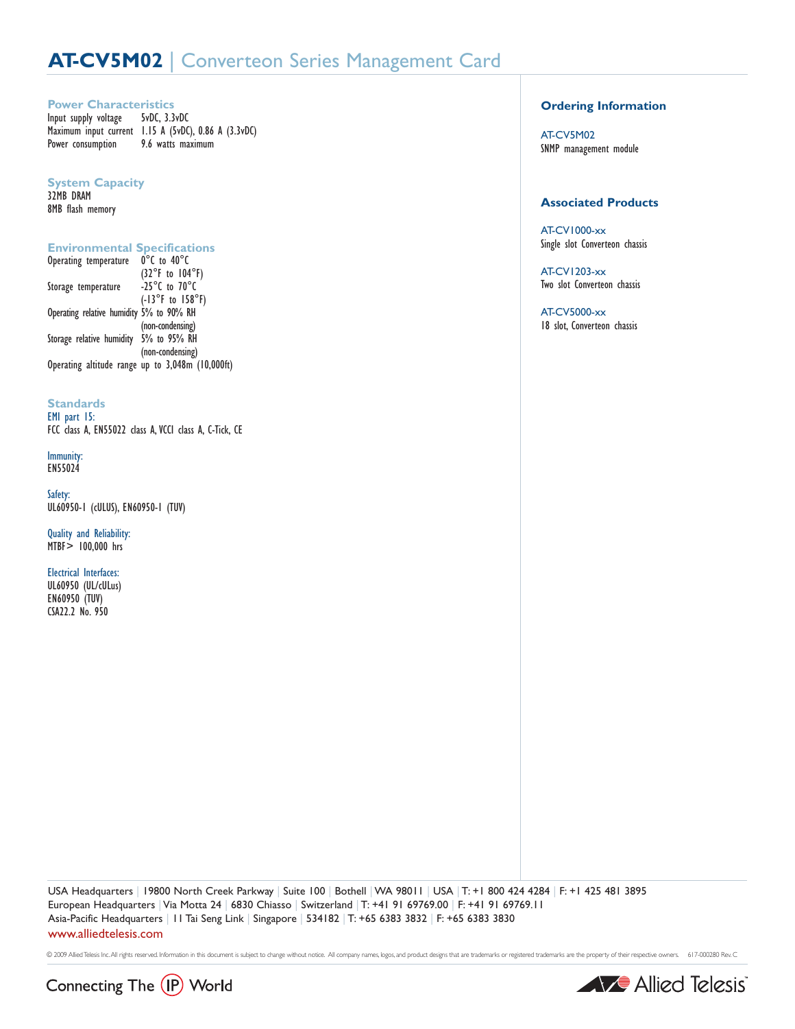# AT-CV5M02 | Converteon Series Management Card

### Power Characteristics

| | |
|---|---|
| Input supply voltage | 5vDC, 3.3vDC |
| Maximum input current | 1.15 A (5vDC), 0.86 A (3.3vDC) |
| Power consumption | 9.6 watts maximum |

### System Capacity

32MB DRAM
8MB flash memory

### Environmental Specifications

| | |
|---|---|
| Operating temperature | 0°C to 40°C (32°F to 104°F) |
| Storage temperature | -25°C to 70°C (-13°F to 158°F) |
| Operating relative humidity | 5% to 90% RH (non-condensing) |
| Storage relative humidity | 5% to 95% RH (non-condensing) |
| Operating altitude range | up to 3,048m (10,000ft) |

### Standards

EMI part 15:
FCC class A, EN55022 class A, VCCI class A, C-Tick, CE

Immunity:
EN55024

Safety:
UL60950-1 (cULUS), EN60950-1 (TUV)

Quality and Reliability:
MTBF> 100,000 hrs

Electrical Interfaces:
UL60950 (UL/cULus)
EN60950 (TUV)
CSA22.2 No. 950

### Ordering Information

AT-CV5M02
SNMP management module

### Associated Products

AT-CV1000-xx
Single slot Converteon chassis

AT-CV1203-xx
Two slot Converteon chassis

AT-CV5000-xx
18 slot, Converteon chassis

USA Headquarters | 19800 North Creek Parkway | Suite 100 | Bothell | WA 98011 | USA | T: +1 800 424 4284 | F: +1 425 481 3895
European Headquarters | Via Motta 24 | 6830 Chiasso | Switzerland | T: +41 91 69769.00 | F: +41 91 69769.11
Asia-Pacific Headquarters | 11 Tai Seng Link | Singapore | 534182 | T: +65 6383 3832 | F: +65 6383 3830
www.alliedtelesis.com

© 2009 Allied Telesis Inc. All rights reserved. Information in this document is subject to change without notice. All company names, logos, and product designs that are trademarks or registered trademarks are the property of their respective owners. 617-000280 Rev. C

Connecting The IP World

Allied Telesis